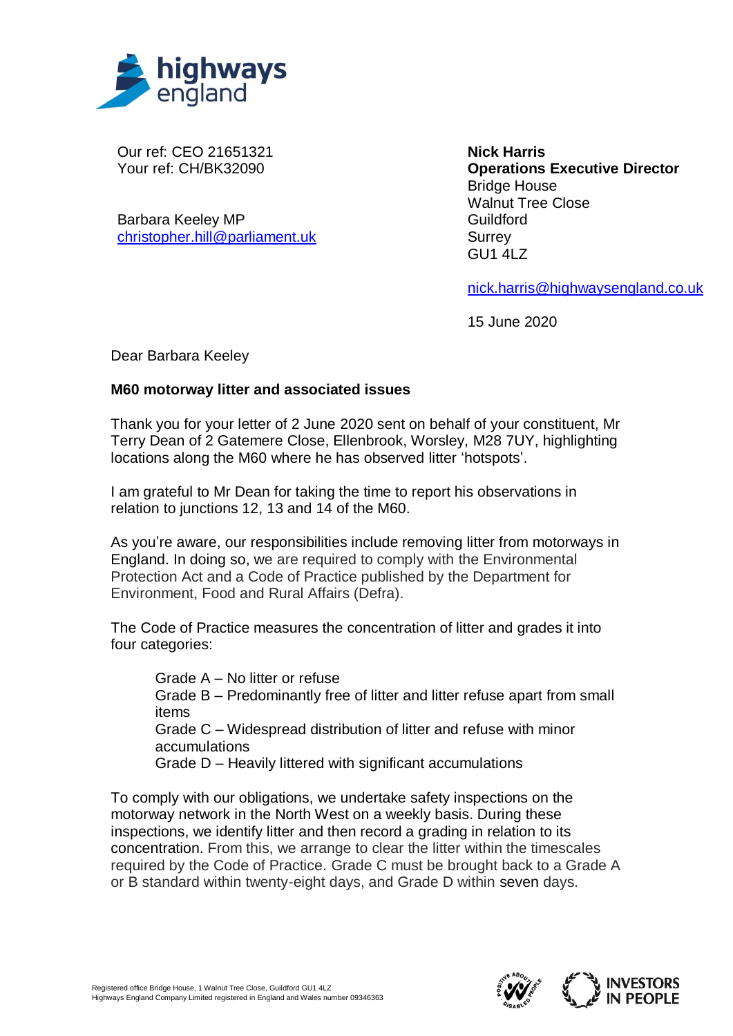Our ref: CEO 21651321
Your ref: CH/BK32090

Barbara Keeley MP
christopher.hill@parliament.uk

**Nick Harris**
**Operations Executive Director**
Bridge House
Walnut Tree Close
Guildford
Surrey
GU1 4LZ

nick.harris@highwaysengland.co.uk

15 June 2020

Dear Barbara Keeley

**M60 motorway litter and associated issues**

Thank you for your letter of 2 June 2020 sent on behalf of your constituent, Mr Terry Dean of 2 Gatemere Close, Ellenbrook, Worsley, M28 7UY, highlighting locations along the M60 where he has observed litter 'hotspots'.

I am grateful to Mr Dean for taking the time to report his observations in relation to junctions 12, 13 and 14 of the M60.

As you're aware, our responsibilities include removing litter from motorways in England. In doing so, we are required to comply with the Environmental Protection Act and a Code of Practice published by the Department for Environment, Food and Rural Affairs (Defra).

The Code of Practice measures the concentration of litter and grades it into four categories:

Grade A – No litter or refuse
Grade B – Predominantly free of litter and litter refuse apart from small items
Grade C – Widespread distribution of litter and refuse with minor accumulations
Grade D – Heavily littered with significant accumulations

To comply with our obligations, we undertake safety inspections on the motorway network in the North West on a weekly basis. During these inspections, we identify litter and then record a grading in relation to its concentration. From this, we arrange to clear the litter within the timescales required by the Code of Practice. Grade C must be brought back to a Grade A or B standard within twenty-eight days, and Grade D within seven days.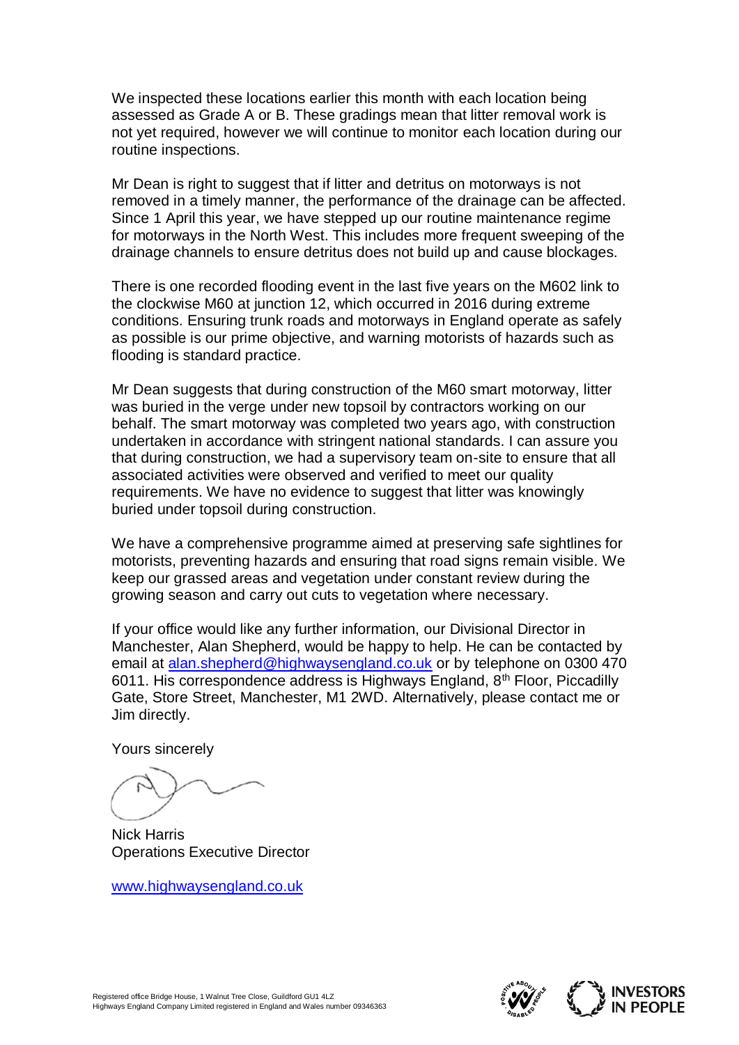We inspected these locations earlier this month with each location being assessed as Grade A or B. These gradings mean that litter removal work is not yet required, however we will continue to monitor each location during our routine inspections.

Mr Dean is right to suggest that if litter and detritus on motorways is not removed in a timely manner, the performance of the drainage can be affected. Since 1 April this year, we have stepped up our routine maintenance regime for motorways in the North West. This includes more frequent sweeping of the drainage channels to ensure detritus does not build up and cause blockages.

There is one recorded flooding event in the last five years on the M602 link to the clockwise M60 at junction 12, which occurred in 2016 during extreme conditions. Ensuring trunk roads and motorways in England operate as safely as possible is our prime objective, and warning motorists of hazards such as flooding is standard practice.

Mr Dean suggests that during construction of the M60 smart motorway, litter was buried in the verge under new topsoil by contractors working on our behalf. The smart motorway was completed two years ago, with construction undertaken in accordance with stringent national standards. I can assure you that during construction, we had a supervisory team on-site to ensure that all associated activities were observed and verified to meet our quality requirements. We have no evidence to suggest that litter was knowingly buried under topsoil during construction.

We have a comprehensive programme aimed at preserving safe sightlines for motorists, preventing hazards and ensuring that road signs remain visible. We keep our grassed areas and vegetation under constant review during the growing season and carry out cuts to vegetation where necessary.

If your office would like any further information, our Divisional Director in Manchester, Alan Shepherd, would be happy to help. He can be contacted by email at alan.shepherd@highwaysengland.co.uk or by telephone on 0300 470 6011. His correspondence address is Highways England, 8th Floor, Piccadilly Gate, Store Street, Manchester, M1 2WD. Alternatively, please contact me or Jim directly.

Yours sincerely

Nick Harris
Operations Executive Director

www.highwaysengland.co.uk

Registered office Bridge House, 1 Walnut Tree Close, Guildford GU1 4LZ
Highways England Company Limited registered in England and Wales number 09346363